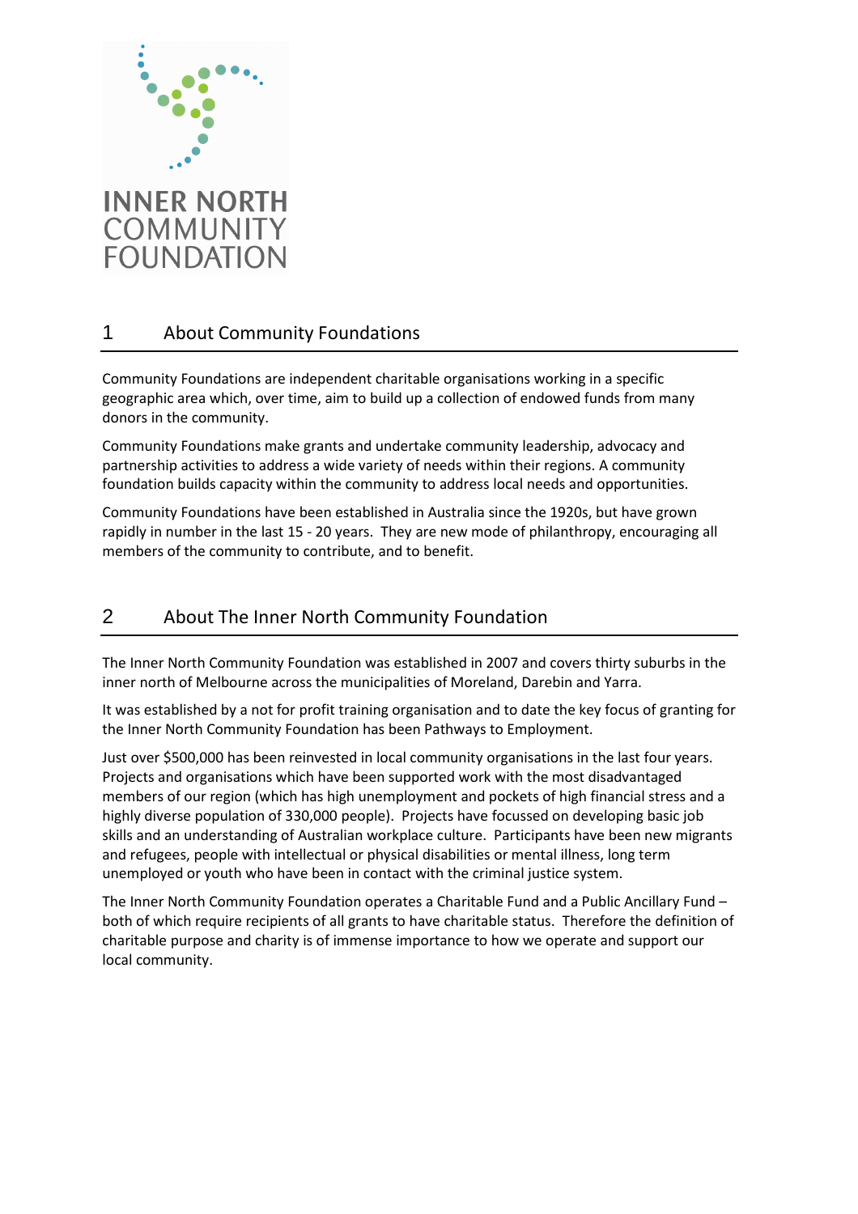INNER NORTH COMMUNITY FOUNDATION

## 1 About Community Foundations

Community Foundations are independent charitable organisations working in a specific geographic area which, over time, aim to build up a collection of endowed funds from many donors in the community.

Community Foundations make grants and undertake community leadership, advocacy and partnership activities to address a wide variety of needs within their regions. A community foundation builds capacity within the community to address local needs and opportunities.

Community Foundations have been established in Australia since the 1920s, but have grown rapidly in number in the last 15 - 20 years. They are new mode of philanthropy, encouraging all members of the community to contribute, and to benefit.

## 2 About The Inner North Community Foundation

The Inner North Community Foundation was established in 2007 and covers thirty suburbs in the inner north of Melbourne across the municipalities of Moreland, Darebin and Yarra.

It was established by a not for profit training organisation and to date the key focus of granting for the Inner North Community Foundation has been Pathways to Employment.

Just over $500,000 has been reinvested in local community organisations in the last four years. Projects and organisations which have been supported work with the most disadvantaged members of our region (which has high unemployment and pockets of high financial stress and a highly diverse population of 330,000 people). Projects have focussed on developing basic job skills and an understanding of Australian workplace culture. Participants have been new migrants and refugees, people with intellectual or physical disabilities or mental illness, long term unemployed or youth who have been in contact with the criminal justice system.

The Inner North Community Foundation operates a Charitable Fund and a Public Ancillary Fund – both of which require recipients of all grants to have charitable status. Therefore the definition of charitable purpose and charity is of immense importance to how we operate and support our local community.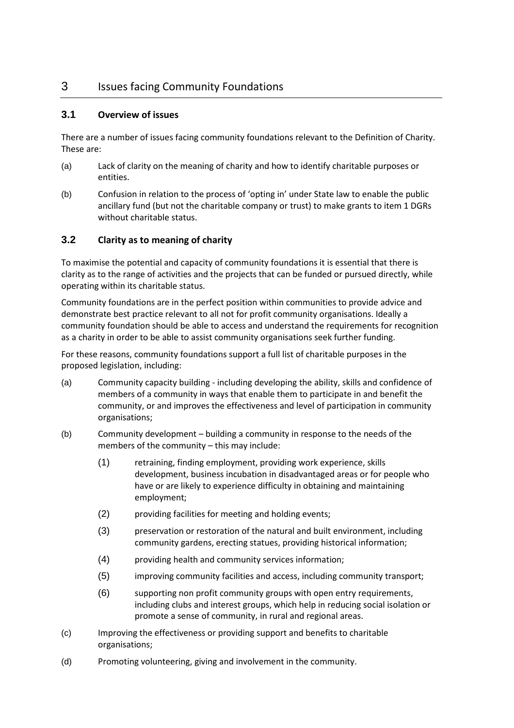# 3 Issues facing Community Foundations

## 3.1 Overview of issues

There are a number of issues facing community foundations relevant to the Definition of Charity. These are:

(a) Lack of clarity on the meaning of charity and how to identify charitable purposes or entities.

(b) Confusion in relation to the process of 'opting in' under State law to enable the public ancillary fund (but not the charitable company or trust) to make grants to item 1 DGRs without charitable status.

## 3.2 Clarity as to meaning of charity

To maximise the potential and capacity of community foundations it is essential that there is clarity as to the range of activities and the projects that can be funded or pursued directly, while operating within its charitable status.

Community foundations are in the perfect position within communities to provide advice and demonstrate best practice relevant to all not for profit community organisations. Ideally a community foundation should be able to access and understand the requirements for recognition as a charity in order to be able to assist community organisations seek further funding.

For these reasons, community foundations support a full list of charitable purposes in the proposed legislation, including:

(a) Community capacity building - including developing the ability, skills and confidence of members of a community in ways that enable them to participate in and benefit the community, or and improves the effectiveness and level of participation in community organisations;

(b) Community development – building a community in response to the needs of the members of the community – this may include:

  (1) retraining, finding employment, providing work experience, skills development, business incubation in disadvantaged areas or for people who have or are likely to experience difficulty in obtaining and maintaining employment;

  (2) providing facilities for meeting and holding events;

  (3) preservation or restoration of the natural and built environment, including community gardens, erecting statues, providing historical information;

  (4) providing health and community services information;

  (5) improving community facilities and access, including community transport;

  (6) supporting non profit community groups with open entry requirements, including clubs and interest groups, which help in reducing social isolation or promote a sense of community, in rural and regional areas.

(c) Improving the effectiveness or providing support and benefits to charitable organisations;

(d) Promoting volunteering, giving and involvement in the community.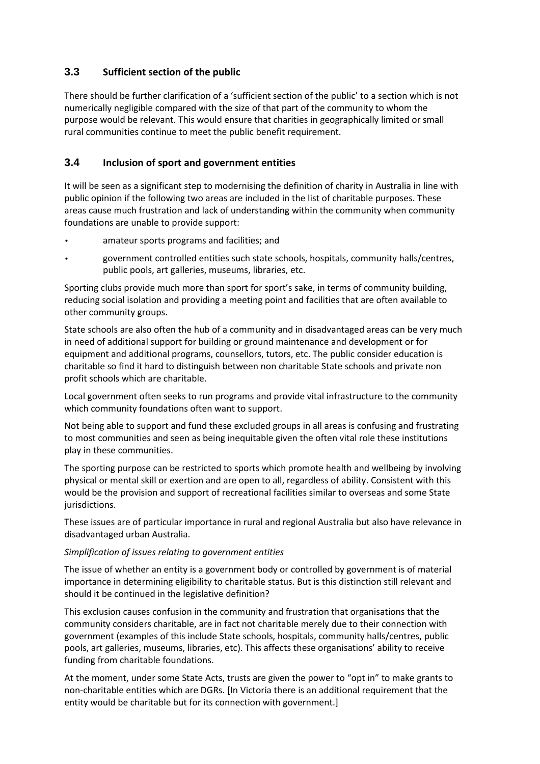## 3.3 Sufficient section of the public

There should be further clarification of a 'sufficient section of the public' to a section which is not numerically negligible compared with the size of that part of the community to whom the purpose would be relevant. This would ensure that charities in geographically limited or small rural communities continue to meet the public benefit requirement.

## 3.4 Inclusion of sport and government entities

It will be seen as a significant step to modernising the definition of charity in Australia in line with public opinion if the following two areas are included in the list of charitable purposes. These areas cause much frustration and lack of understanding within the community when community foundations are unable to provide support:

- amateur sports programs and facilities; and
- government controlled entities such state schools, hospitals, community halls/centres, public pools, art galleries, museums, libraries, etc.

Sporting clubs provide much more than sport for sport's sake, in terms of community building, reducing social isolation and providing a meeting point and facilities that are often available to other community groups.

State schools are also often the hub of a community and in disadvantaged areas can be very much in need of additional support for building or ground maintenance and development or for equipment and additional programs, counsellors, tutors, etc. The public consider education is charitable so find it hard to distinguish between non charitable State schools and private non profit schools which are charitable.

Local government often seeks to run programs and provide vital infrastructure to the community which community foundations often want to support.

Not being able to support and fund these excluded groups in all areas is confusing and frustrating to most communities and seen as being inequitable given the often vital role these institutions play in these communities.

The sporting purpose can be restricted to sports which promote health and wellbeing by involving physical or mental skill or exertion and are open to all, regardless of ability. Consistent with this would be the provision and support of recreational facilities similar to overseas and some State jurisdictions.

These issues are of particular importance in rural and regional Australia but also have relevance in disadvantaged urban Australia.

*Simplification of issues relating to government entities*

The issue of whether an entity is a government body or controlled by government is of material importance in determining eligibility to charitable status. But is this distinction still relevant and should it be continued in the legislative definition?

This exclusion causes confusion in the community and frustration that organisations that the community considers charitable, are in fact not charitable merely due to their connection with government (examples of this include State schools, hospitals, community halls/centres, public pools, art galleries, museums, libraries, etc). This affects these organisations' ability to receive funding from charitable foundations.

At the moment, under some State Acts, trusts are given the power to "opt in" to make grants to non-charitable entities which are DGRs. [In Victoria there is an additional requirement that the entity would be charitable but for its connection with government.]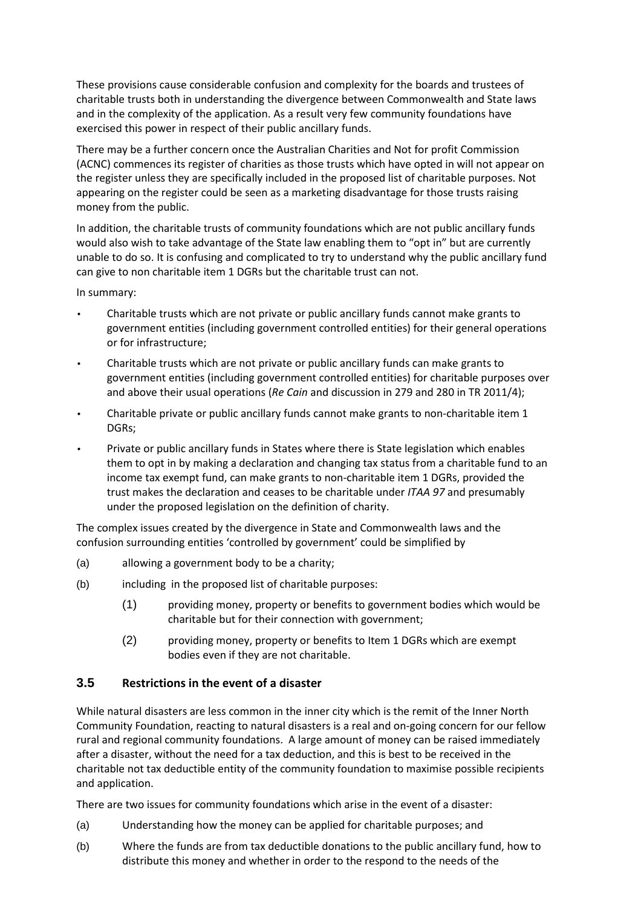These provisions cause considerable confusion and complexity for the boards and trustees of charitable trusts both in understanding the divergence between Commonwealth and State laws and in the complexity of the application. As a result very few community foundations have exercised this power in respect of their public ancillary funds.

There may be a further concern once the Australian Charities and Not for profit Commission (ACNC) commences its register of charities as those trusts which have opted in will not appear on the register unless they are specifically included in the proposed list of charitable purposes. Not appearing on the register could be seen as a marketing disadvantage for those trusts raising money from the public.

In addition, the charitable trusts of community foundations which are not public ancillary funds would also wish to take advantage of the State law enabling them to "opt in" but are currently unable to do so. It is confusing and complicated to try to understand why the public ancillary fund can give to non charitable item 1 DGRs but the charitable trust can not.

In summary:

- Charitable trusts which are not private or public ancillary funds cannot make grants to government entities (including government controlled entities) for their general operations or for infrastructure;
- Charitable trusts which are not private or public ancillary funds can make grants to government entities (including government controlled entities) for charitable purposes over and above their usual operations (*Re Cain* and discussion in 279 and 280 in TR 2011/4);
- Charitable private or public ancillary funds cannot make grants to non-charitable item 1 DGRs;
- Private or public ancillary funds in States where there is State legislation which enables them to opt in by making a declaration and changing tax status from a charitable fund to an income tax exempt fund, can make grants to non-charitable item 1 DGRs, provided the trust makes the declaration and ceases to be charitable under *ITAA 97* and presumably under the proposed legislation on the definition of charity.

The complex issues created by the divergence in State and Commonwealth laws and the confusion surrounding entities 'controlled by government' could be simplified by

(a) allowing a government body to be a charity;

(b) including in the proposed list of charitable purposes:

  (1) providing money, property or benefits to government bodies which would be charitable but for their connection with government;

  (2) providing money, property or benefits to Item 1 DGRs which are exempt bodies even if they are not charitable.

### 3.5 Restrictions in the event of a disaster

While natural disasters are less common in the inner city which is the remit of the Inner North Community Foundation, reacting to natural disasters is a real and on-going concern for our fellow rural and regional community foundations. A large amount of money can be raised immediately after a disaster, without the need for a tax deduction, and this is best to be received in the charitable not tax deductible entity of the community foundation to maximise possible recipients and application.

There are two issues for community foundations which arise in the event of a disaster:

(a) Understanding how the money can be applied for charitable purposes; and

(b) Where the funds are from tax deductible donations to the public ancillary fund, how to distribute this money and whether in order to the respond to the needs of the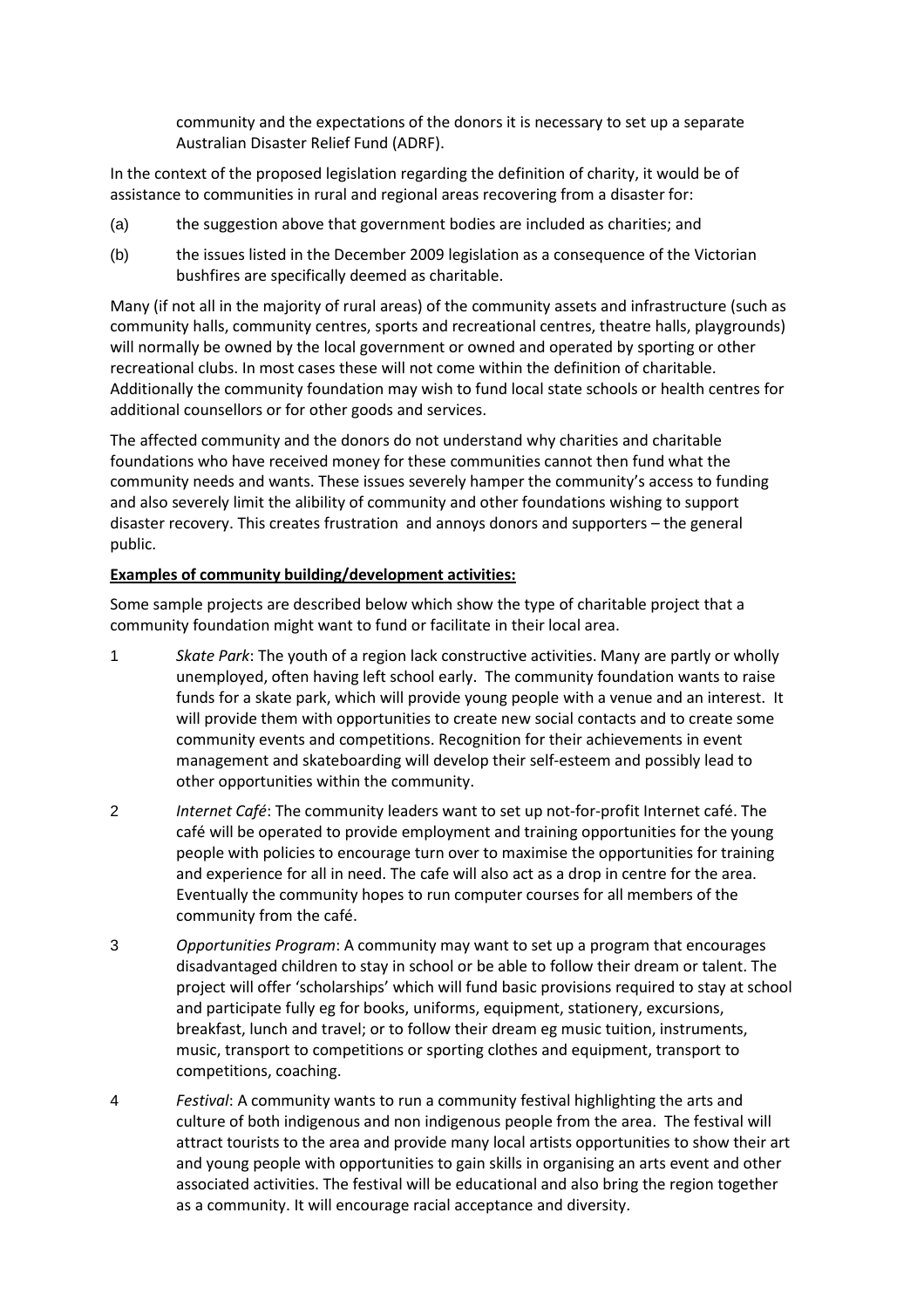community and the expectations of the donors it is necessary to set up a separate Australian Disaster Relief Fund (ADRF).

In the context of the proposed legislation regarding the definition of charity, it would be of assistance to communities in rural and regional areas recovering from a disaster for:

(a) the suggestion above that government bodies are included as charities; and

(b) the issues listed in the December 2009 legislation as a consequence of the Victorian bushfires are specifically deemed as charitable.

Many (if not all in the majority of rural areas) of the community assets and infrastructure (such as community halls, community centres, sports and recreational centres, theatre halls, playgrounds) will normally be owned by the local government or owned and operated by sporting or other recreational clubs. In most cases these will not come within the definition of charitable. Additionally the community foundation may wish to fund local state schools or health centres for additional counsellors or for other goods and services.

The affected community and the donors do not understand why charities and charitable foundations who have received money for these communities cannot then fund what the community needs and wants. These issues severely hamper the community's access to funding and also severely limit the alibility of community and other foundations wishing to support disaster recovery. This creates frustration and annoys donors and supporters – the general public.

**<u>Examples of community building/development activities:</u>**

Some sample projects are described below which show the type of charitable project that a community foundation might want to fund or facilitate in their local area.

1 *Skate Park*: The youth of a region lack constructive activities. Many are partly or wholly unemployed, often having left school early. The community foundation wants to raise funds for a skate park, which will provide young people with a venue and an interest. It will provide them with opportunities to create new social contacts and to create some community events and competitions. Recognition for their achievements in event management and skateboarding will develop their self-esteem and possibly lead to other opportunities within the community.

2 *Internet Café*: The community leaders want to set up not-for-profit Internet café. The café will be operated to provide employment and training opportunities for the young people with policies to encourage turn over to maximise the opportunities for training and experience for all in need. The cafe will also act as a drop in centre for the area. Eventually the community hopes to run computer courses for all members of the community from the café.

3 *Opportunities Program*: A community may want to set up a program that encourages disadvantaged children to stay in school or be able to follow their dream or talent. The project will offer 'scholarships' which will fund basic provisions required to stay at school and participate fully eg for books, uniforms, equipment, stationery, excursions, breakfast, lunch and travel; or to follow their dream eg music tuition, instruments, music, transport to competitions or sporting clothes and equipment, transport to competitions, coaching.

4 *Festival*: A community wants to run a community festival highlighting the arts and culture of both indigenous and non indigenous people from the area. The festival will attract tourists to the area and provide many local artists opportunities to show their art and young people with opportunities to gain skills in organising an arts event and other associated activities. The festival will be educational and also bring the region together as a community. It will encourage racial acceptance and diversity.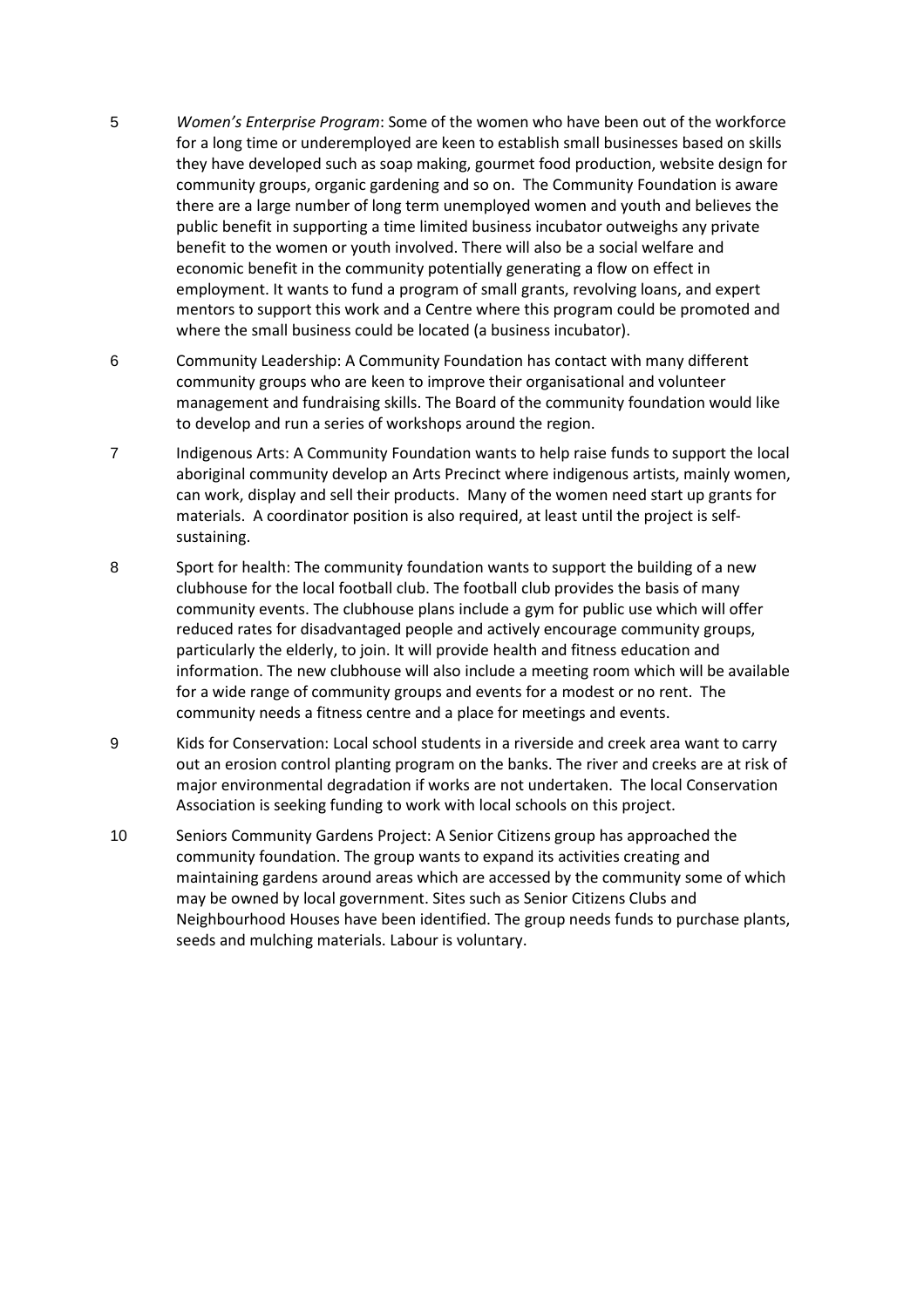5 *Women's Enterprise Program*: Some of the women who have been out of the workforce for a long time or underemployed are keen to establish small businesses based on skills they have developed such as soap making, gourmet food production, website design for community groups, organic gardening and so on. The Community Foundation is aware there are a large number of long term unemployed women and youth and believes the public benefit in supporting a time limited business incubator outweighs any private benefit to the women or youth involved. There will also be a social welfare and economic benefit in the community potentially generating a flow on effect in employment. It wants to fund a program of small grants, revolving loans, and expert mentors to support this work and a Centre where this program could be promoted and where the small business could be located (a business incubator).

6 Community Leadership: A Community Foundation has contact with many different community groups who are keen to improve their organisational and volunteer management and fundraising skills. The Board of the community foundation would like to develop and run a series of workshops around the region.

7 Indigenous Arts: A Community Foundation wants to help raise funds to support the local aboriginal community develop an Arts Precinct where indigenous artists, mainly women, can work, display and sell their products. Many of the women need start up grants for materials. A coordinator position is also required, at least until the project is self-sustaining.

8 Sport for health: The community foundation wants to support the building of a new clubhouse for the local football club. The football club provides the basis of many community events. The clubhouse plans include a gym for public use which will offer reduced rates for disadvantaged people and actively encourage community groups, particularly the elderly, to join. It will provide health and fitness education and information. The new clubhouse will also include a meeting room which will be available for a wide range of community groups and events for a modest or no rent. The community needs a fitness centre and a place for meetings and events.

9 Kids for Conservation: Local school students in a riverside and creek area want to carry out an erosion control planting program on the banks. The river and creeks are at risk of major environmental degradation if works are not undertaken. The local Conservation Association is seeking funding to work with local schools on this project.

10 Seniors Community Gardens Project: A Senior Citizens group has approached the community foundation. The group wants to expand its activities creating and maintaining gardens around areas which are accessed by the community some of which may be owned by local government. Sites such as Senior Citizens Clubs and Neighbourhood Houses have been identified. The group needs funds to purchase plants, seeds and mulching materials. Labour is voluntary.